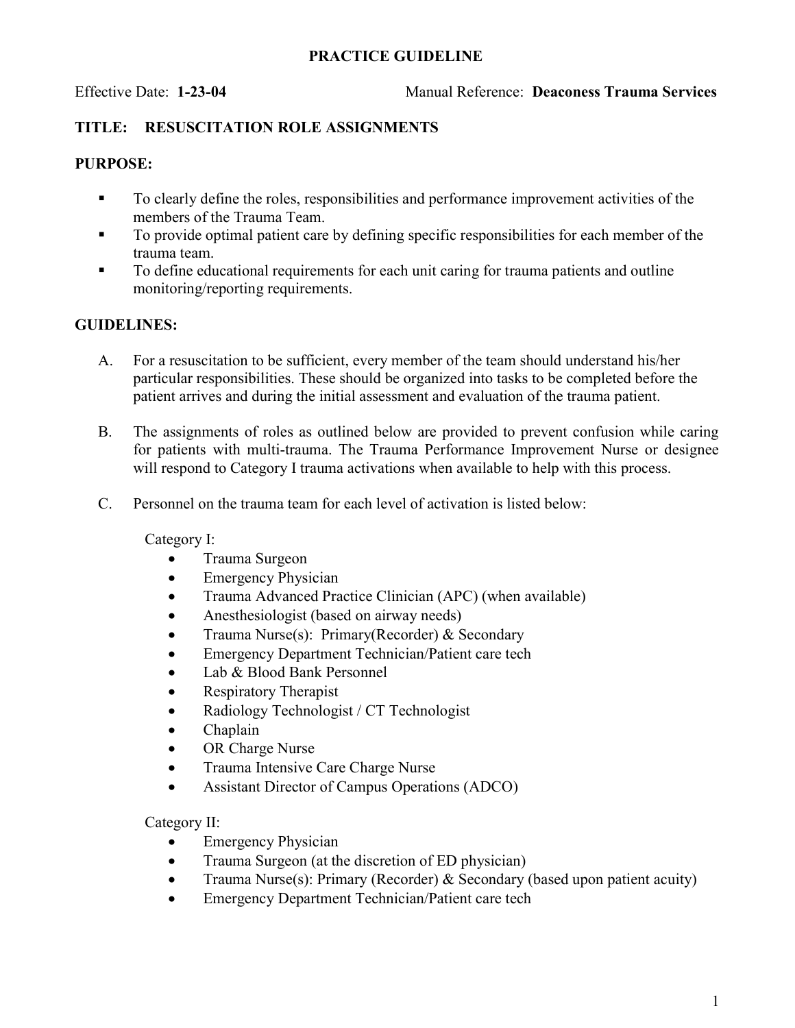# PRACTICE GUIDELINE

Effective Date: **1-23-04** Manual Reference: **Deaconess Trauma Services**

## TITLE: RESUSCITATION ROLE ASSIGNMENTS

### PURPOSE:

- To clearly define the roles, responsibilities and performance improvement activities of the members of the Trauma Team.
- To provide optimal patient care by defining specific responsibilities for each member of the trauma team.
- To define educational requirements for each unit caring for trauma patients and outline monitoring/reporting requirements.

### GUIDELINES:

A. For a resuscitation to be sufficient, every member of the team should understand his/her particular responsibilities. These should be organized into tasks to be completed before the patient arrives and during the initial assessment and evaluation of the trauma patient.

B. The assignments of roles as outlined below are provided to prevent confusion while caring for patients with multi-trauma. The Trauma Performance Improvement Nurse or designee will respond to Category I trauma activations when available to help with this process.

C. Personnel on the trauma team for each level of activation is listed below:

Category I:

- Trauma Surgeon
- Emergency Physician
- Trauma Advanced Practice Clinician (APC) (when available)
- Anesthesiologist (based on airway needs)
- Trauma Nurse(s): Primary(Recorder) & Secondary
- Emergency Department Technician/Patient care tech
- Lab & Blood Bank Personnel
- Respiratory Therapist
- Radiology Technologist / CT Technologist
- Chaplain
- OR Charge Nurse
- Trauma Intensive Care Charge Nurse
- Assistant Director of Campus Operations (ADCO)

Category II:

- Emergency Physician
- Trauma Surgeon (at the discretion of ED physician)
- Trauma Nurse(s): Primary (Recorder) & Secondary (based upon patient acuity)
- Emergency Department Technician/Patient care tech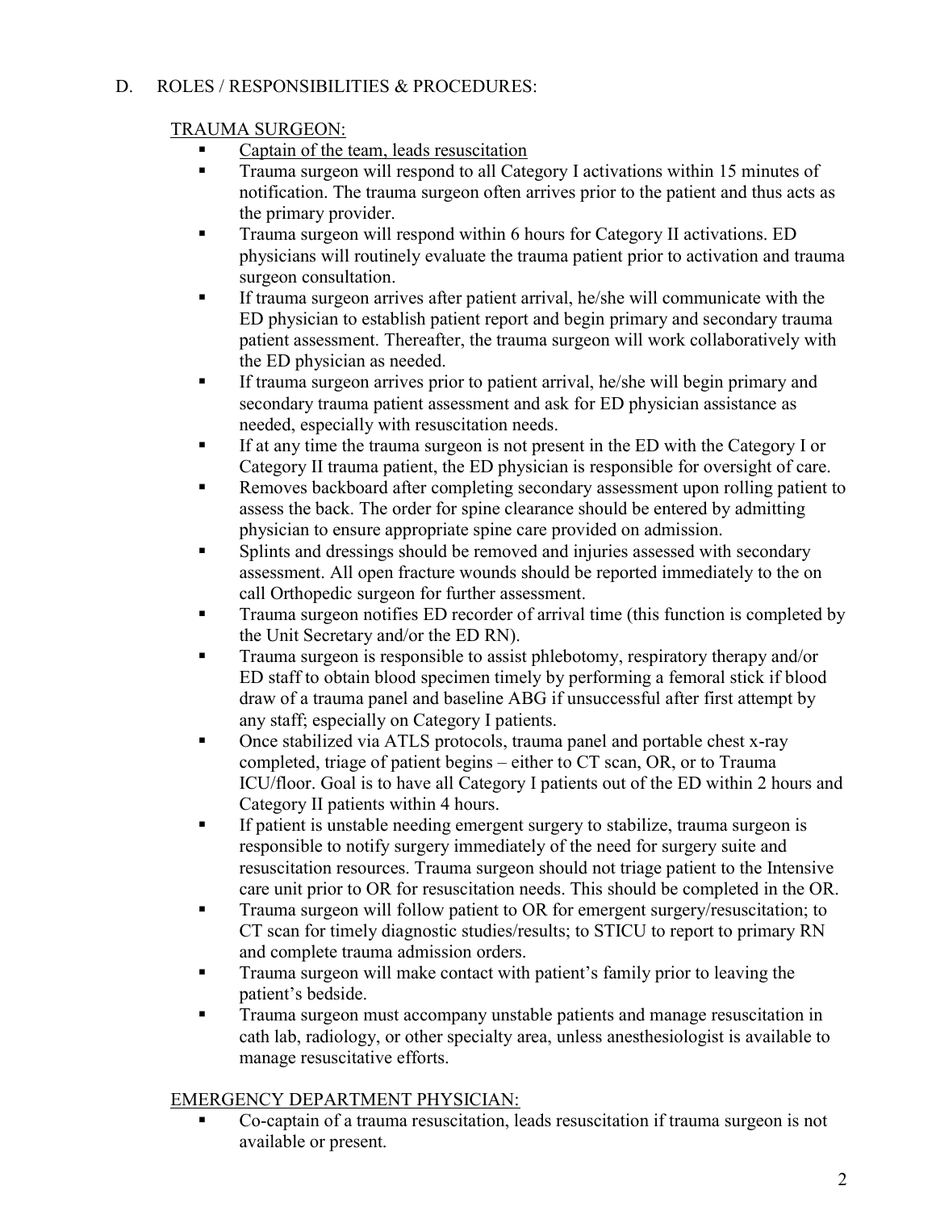## D. ROLES / RESPONSIBILITIES & PROCEDURES:

### TRAUMA SURGEON:

- Captain of the team, leads resuscitation
- Trauma surgeon will respond to all Category I activations within 15 minutes of notification. The trauma surgeon often arrives prior to the patient and thus acts as the primary provider.
- Trauma surgeon will respond within 6 hours for Category II activations. ED physicians will routinely evaluate the trauma patient prior to activation and trauma surgeon consultation.
- If trauma surgeon arrives after patient arrival, he/she will communicate with the ED physician to establish patient report and begin primary and secondary trauma patient assessment. Thereafter, the trauma surgeon will work collaboratively with the ED physician as needed.
- If trauma surgeon arrives prior to patient arrival, he/she will begin primary and secondary trauma patient assessment and ask for ED physician assistance as needed, especially with resuscitation needs.
- If at any time the trauma surgeon is not present in the ED with the Category I or Category II trauma patient, the ED physician is responsible for oversight of care.
- Removes backboard after completing secondary assessment upon rolling patient to assess the back. The order for spine clearance should be entered by admitting physician to ensure appropriate spine care provided on admission.
- Splints and dressings should be removed and injuries assessed with secondary assessment. All open fracture wounds should be reported immediately to the on call Orthopedic surgeon for further assessment.
- Trauma surgeon notifies ED recorder of arrival time (this function is completed by the Unit Secretary and/or the ED RN).
- Trauma surgeon is responsible to assist phlebotomy, respiratory therapy and/or ED staff to obtain blood specimen timely by performing a femoral stick if blood draw of a trauma panel and baseline ABG if unsuccessful after first attempt by any staff; especially on Category I patients.
- Once stabilized via ATLS protocols, trauma panel and portable chest x-ray completed, triage of patient begins – either to CT scan, OR, or to Trauma ICU/floor. Goal is to have all Category I patients out of the ED within 2 hours and Category II patients within 4 hours.
- If patient is unstable needing emergent surgery to stabilize, trauma surgeon is responsible to notify surgery immediately of the need for surgery suite and resuscitation resources. Trauma surgeon should not triage patient to the Intensive care unit prior to OR for resuscitation needs. This should be completed in the OR.
- Trauma surgeon will follow patient to OR for emergent surgery/resuscitation; to CT scan for timely diagnostic studies/results; to STICU to report to primary RN and complete trauma admission orders.
- Trauma surgeon will make contact with patient's family prior to leaving the patient's bedside.
- Trauma surgeon must accompany unstable patients and manage resuscitation in cath lab, radiology, or other specialty area, unless anesthesiologist is available to manage resuscitative efforts.

### EMERGENCY DEPARTMENT PHYSICIAN:

- Co-captain of a trauma resuscitation, leads resuscitation if trauma surgeon is not available or present.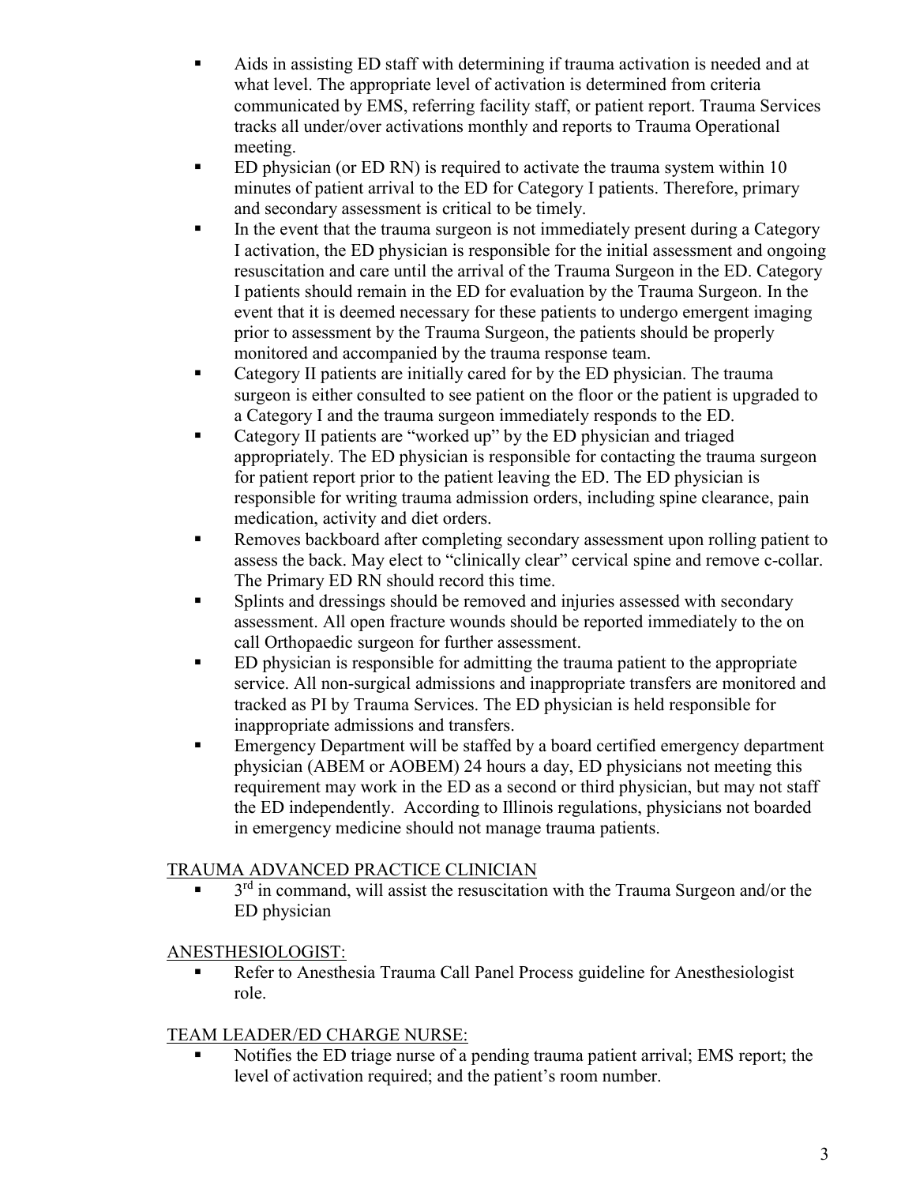- Aids in assisting ED staff with determining if trauma activation is needed and at what level. The appropriate level of activation is determined from criteria communicated by EMS, referring facility staff, or patient report. Trauma Services tracks all under/over activations monthly and reports to Trauma Operational meeting.
- ED physician (or ED RN) is required to activate the trauma system within 10 minutes of patient arrival to the ED for Category I patients. Therefore, primary and secondary assessment is critical to be timely.
- In the event that the trauma surgeon is not immediately present during a Category I activation, the ED physician is responsible for the initial assessment and ongoing resuscitation and care until the arrival of the Trauma Surgeon in the ED. Category I patients should remain in the ED for evaluation by the Trauma Surgeon. In the event that it is deemed necessary for these patients to undergo emergent imaging prior to assessment by the Trauma Surgeon, the patients should be properly monitored and accompanied by the trauma response team.
- Category II patients are initially cared for by the ED physician. The trauma surgeon is either consulted to see patient on the floor or the patient is upgraded to a Category I and the trauma surgeon immediately responds to the ED.
- Category II patients are "worked up" by the ED physician and triaged appropriately. The ED physician is responsible for contacting the trauma surgeon for patient report prior to the patient leaving the ED. The ED physician is responsible for writing trauma admission orders, including spine clearance, pain medication, activity and diet orders.
- Removes backboard after completing secondary assessment upon rolling patient to assess the back. May elect to "clinically clear" cervical spine and remove c-collar. The Primary ED RN should record this time.
- Splints and dressings should be removed and injuries assessed with secondary assessment. All open fracture wounds should be reported immediately to the on call Orthopaedic surgeon for further assessment.
- ED physician is responsible for admitting the trauma patient to the appropriate service. All non-surgical admissions and inappropriate transfers are monitored and tracked as PI by Trauma Services. The ED physician is held responsible for inappropriate admissions and transfers.
- Emergency Department will be staffed by a board certified emergency department physician (ABEM or AOBEM) 24 hours a day, ED physicians not meeting this requirement may work in the ED as a second or third physician, but may not staff the ED independently. According to Illinois regulations, physicians not boarded in emergency medicine should not manage trauma patients.

TRAUMA ADVANCED PRACTICE CLINICIAN

- 3rd in command, will assist the resuscitation with the Trauma Surgeon and/or the ED physician

ANESTHESIOLOGIST:

- Refer to Anesthesia Trauma Call Panel Process guideline for Anesthesiologist role.

TEAM LEADER/ED CHARGE NURSE:

- Notifies the ED triage nurse of a pending trauma patient arrival; EMS report; the level of activation required; and the patient's room number.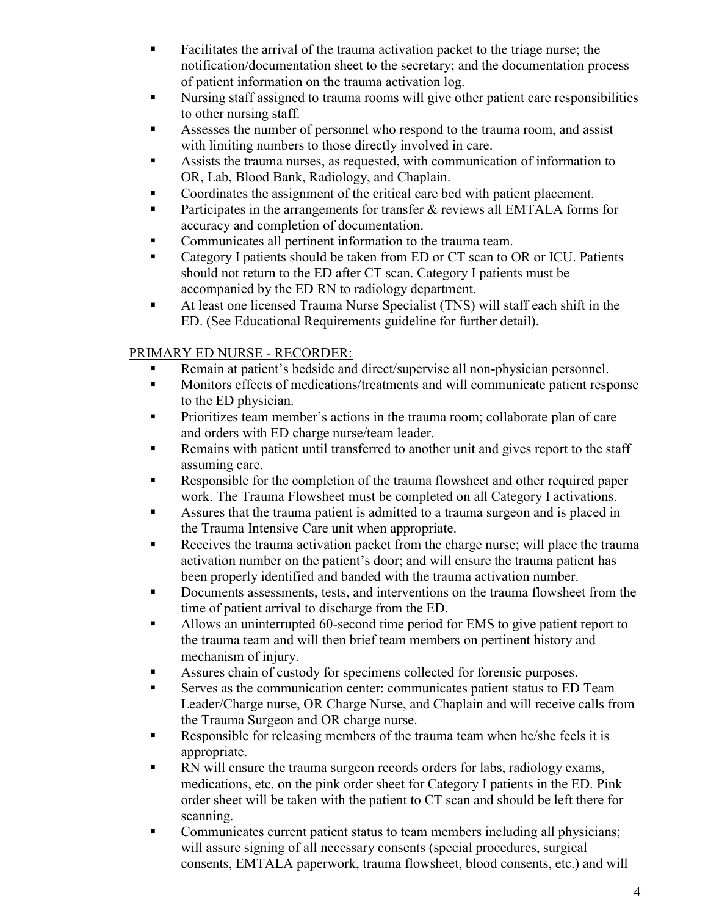- Facilitates the arrival of the trauma activation packet to the triage nurse; the notification/documentation sheet to the secretary; and the documentation process of patient information on the trauma activation log.
- Nursing staff assigned to trauma rooms will give other patient care responsibilities to other nursing staff.
- Assesses the number of personnel who respond to the trauma room, and assist with limiting numbers to those directly involved in care.
- Assists the trauma nurses, as requested, with communication of information to OR, Lab, Blood Bank, Radiology, and Chaplain.
- Coordinates the assignment of the critical care bed with patient placement.
- Participates in the arrangements for transfer & reviews all EMTALA forms for accuracy and completion of documentation.
- Communicates all pertinent information to the trauma team.
- Category I patients should be taken from ED or CT scan to OR or ICU. Patients should not return to the ED after CT scan. Category I patients must be accompanied by the ED RN to radiology department.
- At least one licensed Trauma Nurse Specialist (TNS) will staff each shift in the ED. (See Educational Requirements guideline for further detail).

<u>PRIMARY ED NURSE - RECORDER:</u>

- Remain at patient's bedside and direct/supervise all non-physician personnel.
- Monitors effects of medications/treatments and will communicate patient response to the ED physician.
- Prioritizes team member's actions in the trauma room; collaborate plan of care and orders with ED charge nurse/team leader.
- Remains with patient until transferred to another unit and gives report to the staff assuming care.
- Responsible for the completion of the trauma flowsheet and other required paper work. <u>The Trauma Flowsheet must be completed on all Category I activations.</u>
- Assures that the trauma patient is admitted to a trauma surgeon and is placed in the Trauma Intensive Care unit when appropriate.
- Receives the trauma activation packet from the charge nurse; will place the trauma activation number on the patient's door; and will ensure the trauma patient has been properly identified and banded with the trauma activation number.
- Documents assessments, tests, and interventions on the trauma flowsheet from the time of patient arrival to discharge from the ED.
- Allows an uninterrupted 60-second time period for EMS to give patient report to the trauma team and will then brief team members on pertinent history and mechanism of injury.
- Assures chain of custody for specimens collected for forensic purposes.
- Serves as the communication center: communicates patient status to ED Team Leader/Charge nurse, OR Charge Nurse, and Chaplain and will receive calls from the Trauma Surgeon and OR charge nurse.
- Responsible for releasing members of the trauma team when he/she feels it is appropriate.
- RN will ensure the trauma surgeon records orders for labs, radiology exams, medications, etc. on the pink order sheet for Category I patients in the ED. Pink order sheet will be taken with the patient to CT scan and should be left there for scanning.
- Communicates current patient status to team members including all physicians; will assure signing of all necessary consents (special procedures, surgical consents, EMTALA paperwork, trauma flowsheet, blood consents, etc.) and will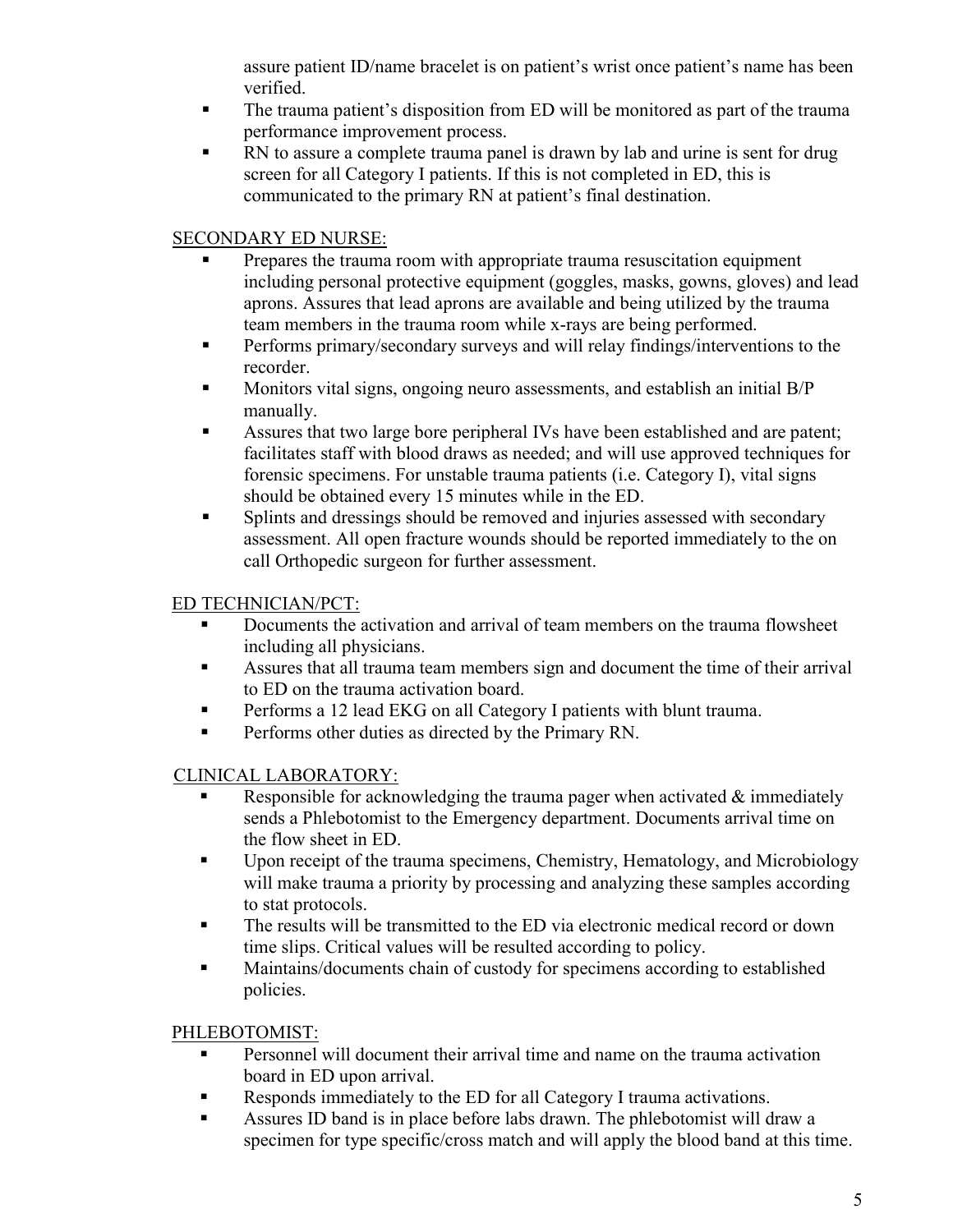assure patient ID/name bracelet is on patient's wrist once patient's name has been verified.

- The trauma patient's disposition from ED will be monitored as part of the trauma performance improvement process.
- RN to assure a complete trauma panel is drawn by lab and urine is sent for drug screen for all Category I patients. If this is not completed in ED, this is communicated to the primary RN at patient's final destination.

<u>SECONDARY ED NURSE:</u>

- Prepares the trauma room with appropriate trauma resuscitation equipment including personal protective equipment (goggles, masks, gowns, gloves) and lead aprons. Assures that lead aprons are available and being utilized by the trauma team members in the trauma room while x-rays are being performed.
- Performs primary/secondary surveys and will relay findings/interventions to the recorder.
- Monitors vital signs, ongoing neuro assessments, and establish an initial B/P manually.
- Assures that two large bore peripheral IVs have been established and are patent; facilitates staff with blood draws as needed; and will use approved techniques for forensic specimens. For unstable trauma patients (i.e. Category I), vital signs should be obtained every 15 minutes while in the ED.
- Splints and dressings should be removed and injuries assessed with secondary assessment. All open fracture wounds should be reported immediately to the on call Orthopedic surgeon for further assessment.

<u>ED TECHNICIAN/PCT:</u>

- Documents the activation and arrival of team members on the trauma flowsheet including all physicians.
- Assures that all trauma team members sign and document the time of their arrival to ED on the trauma activation board.
- Performs a 12 lead EKG on all Category I patients with blunt trauma.
- Performs other duties as directed by the Primary RN.

<u>CLINICAL LABORATORY:</u>

- Responsible for acknowledging the trauma pager when activated & immediately sends a Phlebotomist to the Emergency department. Documents arrival time on the flow sheet in ED.
- Upon receipt of the trauma specimens, Chemistry, Hematology, and Microbiology will make trauma a priority by processing and analyzing these samples according to stat protocols.
- The results will be transmitted to the ED via electronic medical record or down time slips. Critical values will be resulted according to policy.
- Maintains/documents chain of custody for specimens according to established policies.

<u>PHLEBOTOMIST:</u>

- Personnel will document their arrival time and name on the trauma activation board in ED upon arrival.
- Responds immediately to the ED for all Category I trauma activations.
- Assures ID band is in place before labs drawn. The phlebotomist will draw a specimen for type specific/cross match and will apply the blood band at this time.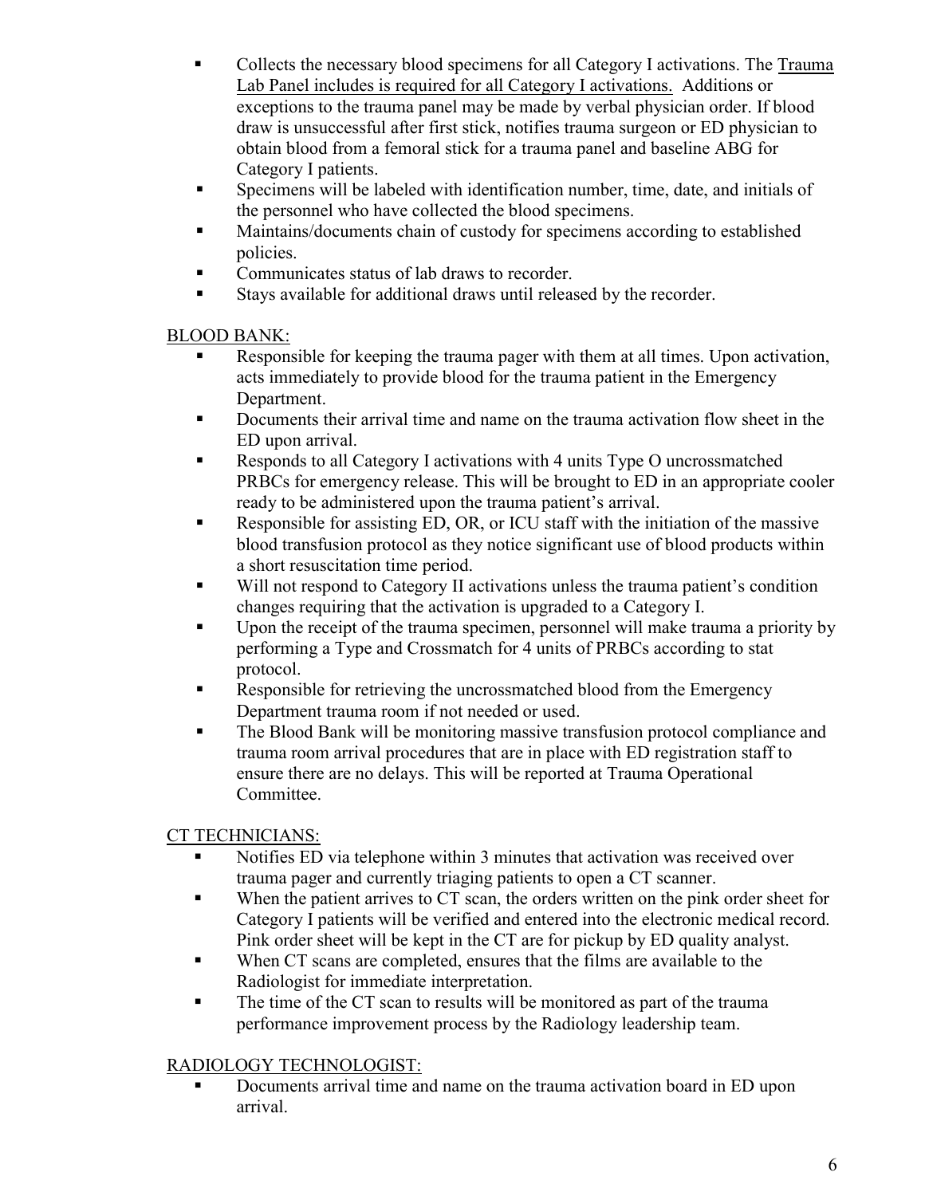- Collects the necessary blood specimens for all Category I activations. The Trauma Lab Panel includes is required for all Category I activations. Additions or exceptions to the trauma panel may be made by verbal physician order. If blood draw is unsuccessful after first stick, notifies trauma surgeon or ED physician to obtain blood from a femoral stick for a trauma panel and baseline ABG for Category I patients.
- Specimens will be labeled with identification number, time, date, and initials of the personnel who have collected the blood specimens.
- Maintains/documents chain of custody for specimens according to established policies.
- Communicates status of lab draws to recorder.
- Stays available for additional draws until released by the recorder.

BLOOD BANK:

- Responsible for keeping the trauma pager with them at all times. Upon activation, acts immediately to provide blood for the trauma patient in the Emergency Department.
- Documents their arrival time and name on the trauma activation flow sheet in the ED upon arrival.
- Responds to all Category I activations with 4 units Type O uncrossmatched PRBCs for emergency release. This will be brought to ED in an appropriate cooler ready to be administered upon the trauma patient's arrival.
- Responsible for assisting ED, OR, or ICU staff with the initiation of the massive blood transfusion protocol as they notice significant use of blood products within a short resuscitation time period.
- Will not respond to Category II activations unless the trauma patient's condition changes requiring that the activation is upgraded to a Category I.
- Upon the receipt of the trauma specimen, personnel will make trauma a priority by performing a Type and Crossmatch for 4 units of PRBCs according to stat protocol.
- Responsible for retrieving the uncrossmatched blood from the Emergency Department trauma room if not needed or used.
- The Blood Bank will be monitoring massive transfusion protocol compliance and trauma room arrival procedures that are in place with ED registration staff to ensure there are no delays. This will be reported at Trauma Operational Committee.

CT TECHNICIANS:

- Notifies ED via telephone within 3 minutes that activation was received over trauma pager and currently triaging patients to open a CT scanner.
- When the patient arrives to CT scan, the orders written on the pink order sheet for Category I patients will be verified and entered into the electronic medical record. Pink order sheet will be kept in the CT are for pickup by ED quality analyst.
- When CT scans are completed, ensures that the films are available to the Radiologist for immediate interpretation.
- The time of the CT scan to results will be monitored as part of the trauma performance improvement process by the Radiology leadership team.

RADIOLOGY TECHNOLOGIST:

- Documents arrival time and name on the trauma activation board in ED upon arrival.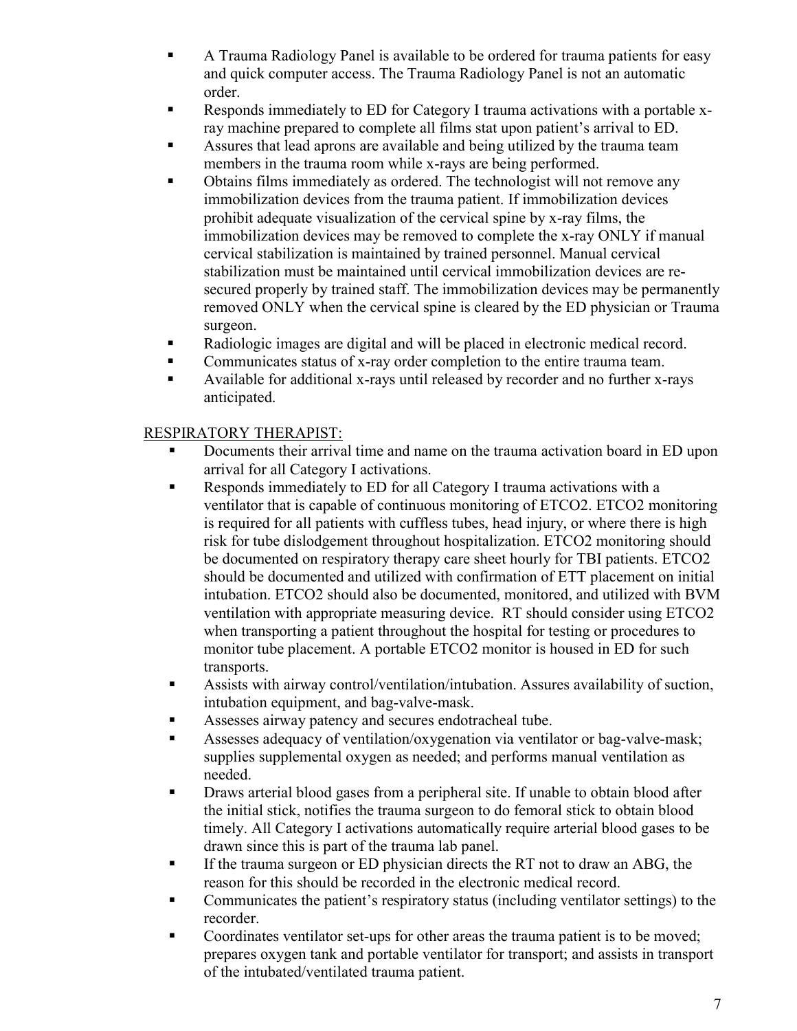- A Trauma Radiology Panel is available to be ordered for trauma patients for easy and quick computer access. The Trauma Radiology Panel is not an automatic order.
- Responds immediately to ED for Category I trauma activations with a portable x-ray machine prepared to complete all films stat upon patient's arrival to ED.
- Assures that lead aprons are available and being utilized by the trauma team members in the trauma room while x-rays are being performed.
- Obtains films immediately as ordered. The technologist will not remove any immobilization devices from the trauma patient. If immobilization devices prohibit adequate visualization of the cervical spine by x-ray films, the immobilization devices may be removed to complete the x-ray ONLY if manual cervical stabilization is maintained by trained personnel. Manual cervical stabilization must be maintained until cervical immobilization devices are re-secured properly by trained staff. The immobilization devices may be permanently removed ONLY when the cervical spine is cleared by the ED physician or Trauma surgeon.
- Radiologic images are digital and will be placed in electronic medical record.
- Communicates status of x-ray order completion to the entire trauma team.
- Available for additional x-rays until released by recorder and no further x-rays anticipated.

<u>RESPIRATORY THERAPIST:</u>

- Documents their arrival time and name on the trauma activation board in ED upon arrival for all Category I activations.
- Responds immediately to ED for all Category I trauma activations with a ventilator that is capable of continuous monitoring of ETCO2. ETCO2 monitoring is required for all patients with cuffless tubes, head injury, or where there is high risk for tube dislodgement throughout hospitalization. ETCO2 monitoring should be documented on respiratory therapy care sheet hourly for TBI patients. ETCO2 should be documented and utilized with confirmation of ETT placement on initial intubation. ETCO2 should also be documented, monitored, and utilized with BVM ventilation with appropriate measuring device. RT should consider using ETCO2 when transporting a patient throughout the hospital for testing or procedures to monitor tube placement. A portable ETCO2 monitor is housed in ED for such transports.
- Assists with airway control/ventilation/intubation. Assures availability of suction, intubation equipment, and bag-valve-mask.
- Assesses airway patency and secures endotracheal tube.
- Assesses adequacy of ventilation/oxygenation via ventilator or bag-valve-mask; supplies supplemental oxygen as needed; and performs manual ventilation as needed.
- Draws arterial blood gases from a peripheral site. If unable to obtain blood after the initial stick, notifies the trauma surgeon to do femoral stick to obtain blood timely. All Category I activations automatically require arterial blood gases to be drawn since this is part of the trauma lab panel.
- If the trauma surgeon or ED physician directs the RT not to draw an ABG, the reason for this should be recorded in the electronic medical record.
- Communicates the patient's respiratory status (including ventilator settings) to the recorder.
- Coordinates ventilator set-ups for other areas the trauma patient is to be moved; prepares oxygen tank and portable ventilator for transport; and assists in transport of the intubated/ventilated trauma patient.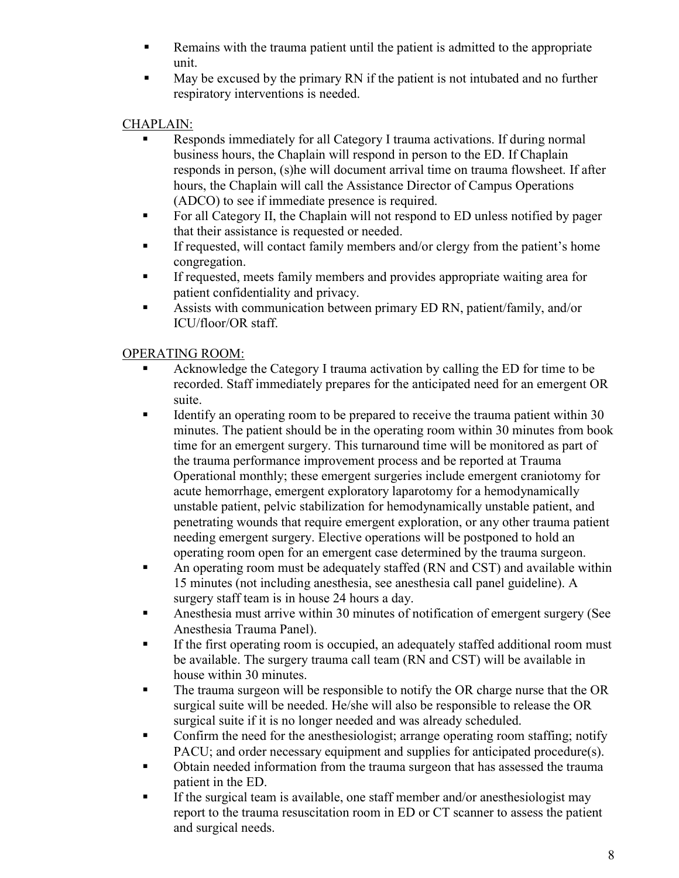- Remains with the trauma patient until the patient is admitted to the appropriate unit.
- May be excused by the primary RN if the patient is not intubated and no further respiratory interventions is needed.

CHAPLAIN:

- Responds immediately for all Category I trauma activations. If during normal business hours, the Chaplain will respond in person to the ED. If Chaplain responds in person, (s)he will document arrival time on trauma flowsheet. If after hours, the Chaplain will call the Assistance Director of Campus Operations (ADCO) to see if immediate presence is required.
- For all Category II, the Chaplain will not respond to ED unless notified by pager that their assistance is requested or needed.
- If requested, will contact family members and/or clergy from the patient's home congregation.
- If requested, meets family members and provides appropriate waiting area for patient confidentiality and privacy.
- Assists with communication between primary ED RN, patient/family, and/or ICU/floor/OR staff.

OPERATING ROOM:

- Acknowledge the Category I trauma activation by calling the ED for time to be recorded. Staff immediately prepares for the anticipated need for an emergent OR suite.
- Identify an operating room to be prepared to receive the trauma patient within 30 minutes. The patient should be in the operating room within 30 minutes from book time for an emergent surgery. This turnaround time will be monitored as part of the trauma performance improvement process and be reported at Trauma Operational monthly; these emergent surgeries include emergent craniotomy for acute hemorrhage, emergent exploratory laparotomy for a hemodynamically unstable patient, pelvic stabilization for hemodynamically unstable patient, and penetrating wounds that require emergent exploration, or any other trauma patient needing emergent surgery. Elective operations will be postponed to hold an operating room open for an emergent case determined by the trauma surgeon.
- An operating room must be adequately staffed (RN and CST) and available within 15 minutes (not including anesthesia, see anesthesia call panel guideline). A surgery staff team is in house 24 hours a day.
- Anesthesia must arrive within 30 minutes of notification of emergent surgery (See Anesthesia Trauma Panel).
- If the first operating room is occupied, an adequately staffed additional room must be available. The surgery trauma call team (RN and CST) will be available in house within 30 minutes.
- The trauma surgeon will be responsible to notify the OR charge nurse that the OR surgical suite will be needed. He/she will also be responsible to release the OR surgical suite if it is no longer needed and was already scheduled.
- Confirm the need for the anesthesiologist; arrange operating room staffing; notify PACU; and order necessary equipment and supplies for anticipated procedure(s).
- Obtain needed information from the trauma surgeon that has assessed the trauma patient in the ED.
- If the surgical team is available, one staff member and/or anesthesiologist may report to the trauma resuscitation room in ED or CT scanner to assess the patient and surgical needs.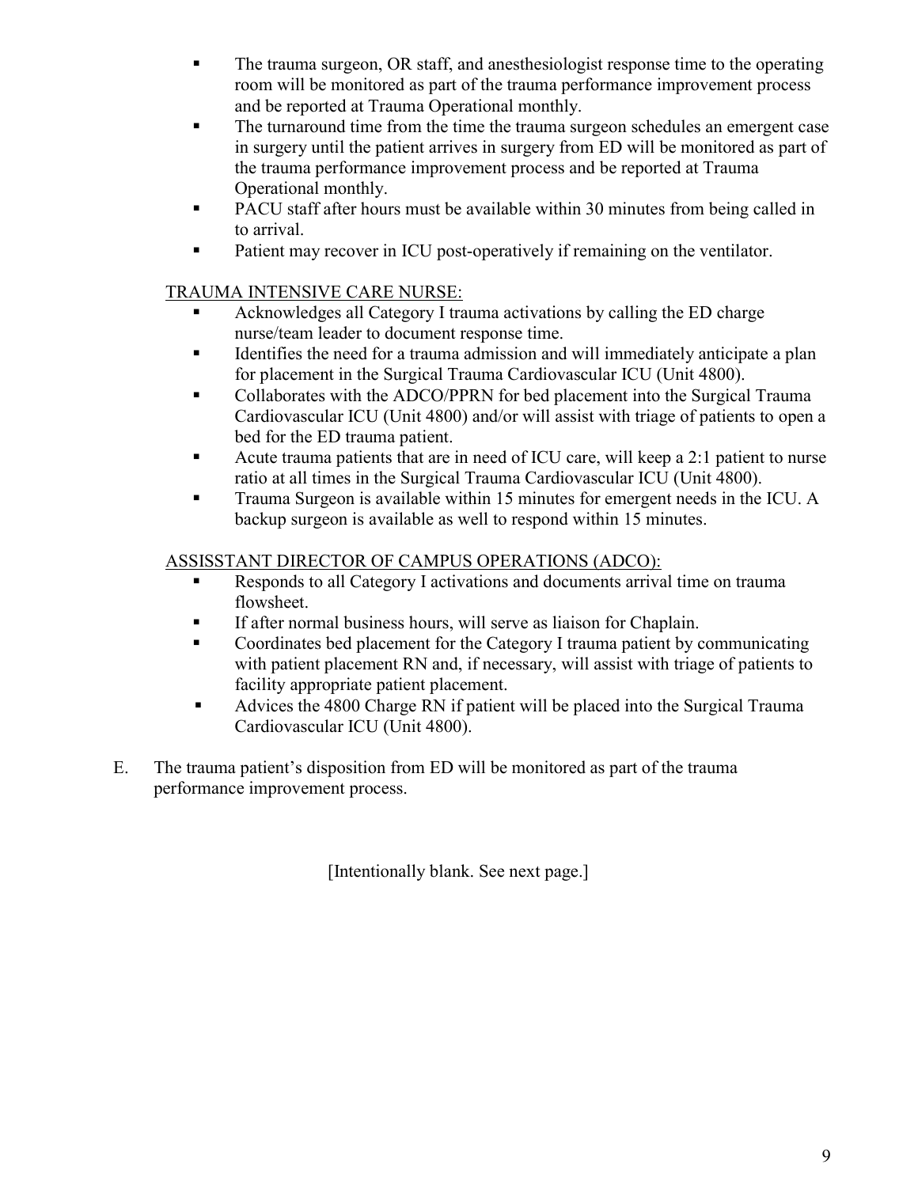- The trauma surgeon, OR staff, and anesthesiologist response time to the operating room will be monitored as part of the trauma performance improvement process and be reported at Trauma Operational monthly.
- The turnaround time from the time the trauma surgeon schedules an emergent case in surgery until the patient arrives in surgery from ED will be monitored as part of the trauma performance improvement process and be reported at Trauma Operational monthly.
- PACU staff after hours must be available within 30 minutes from being called in to arrival.
- Patient may recover in ICU post-operatively if remaining on the ventilator.

<u>TRAUMA INTENSIVE CARE NURSE:</u>

- Acknowledges all Category I trauma activations by calling the ED charge nurse/team leader to document response time.
- Identifies the need for a trauma admission and will immediately anticipate a plan for placement in the Surgical Trauma Cardiovascular ICU (Unit 4800).
- Collaborates with the ADCO/PPRN for bed placement into the Surgical Trauma Cardiovascular ICU (Unit 4800) and/or will assist with triage of patients to open a bed for the ED trauma patient.
- Acute trauma patients that are in need of ICU care, will keep a 2:1 patient to nurse ratio at all times in the Surgical Trauma Cardiovascular ICU (Unit 4800).
- Trauma Surgeon is available within 15 minutes for emergent needs in the ICU. A backup surgeon is available as well to respond within 15 minutes.

<u>ASSISSTANT DIRECTOR OF CAMPUS OPERATIONS (ADCO):</u>

- Responds to all Category I activations and documents arrival time on trauma flowsheet.
- If after normal business hours, will serve as liaison for Chaplain.
- Coordinates bed placement for the Category I trauma patient by communicating with patient placement RN and, if necessary, will assist with triage of patients to facility appropriate patient placement.
- Advices the 4800 Charge RN if patient will be placed into the Surgical Trauma Cardiovascular ICU (Unit 4800).

E. The trauma patient's disposition from ED will be monitored as part of the trauma performance improvement process.

[Intentionally blank. See next page.]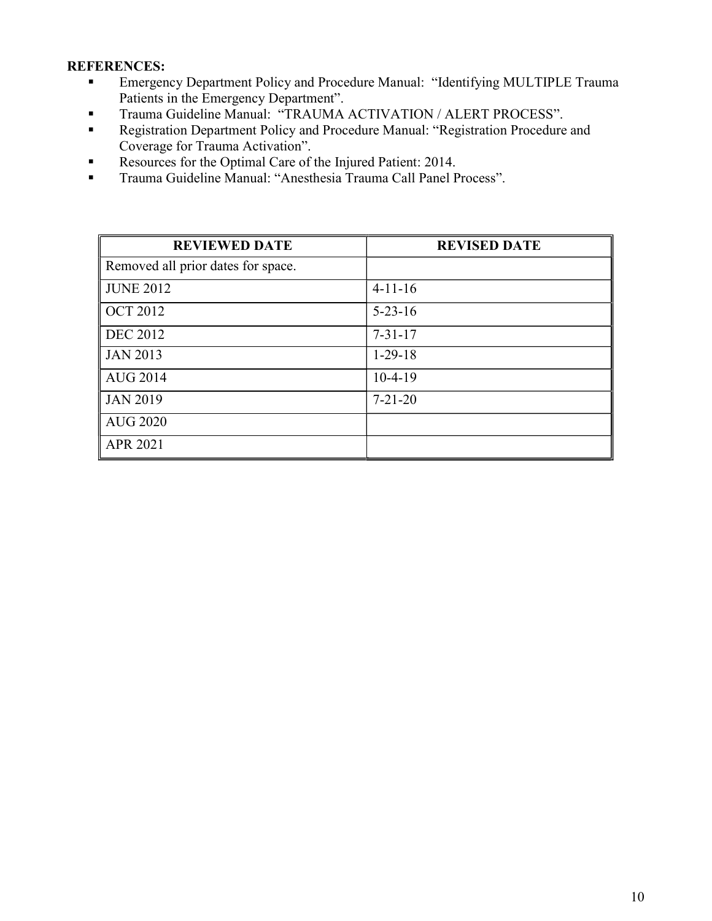**REFERENCES:**

- Emergency Department Policy and Procedure Manual: "Identifying MULTIPLE Trauma Patients in the Emergency Department".
- Trauma Guideline Manual: "TRAUMA ACTIVATION / ALERT PROCESS".
- Registration Department Policy and Procedure Manual: "Registration Procedure and Coverage for Trauma Activation".
- Resources for the Optimal Care of the Injured Patient: 2014.
- Trauma Guideline Manual: "Anesthesia Trauma Call Panel Process".

| REVIEWED DATE | REVISED DATE |
|---|---|
| Removed all prior dates for space. | |
| JUNE 2012 | 4-11-16 |
| OCT 2012 | 5-23-16 |
| DEC 2012 | 7-31-17 |
| JAN 2013 | 1-29-18 |
| AUG 2014 | 10-4-19 |
| JAN 2019 | 7-21-20 |
| AUG 2020 | |
| APR 2021 | |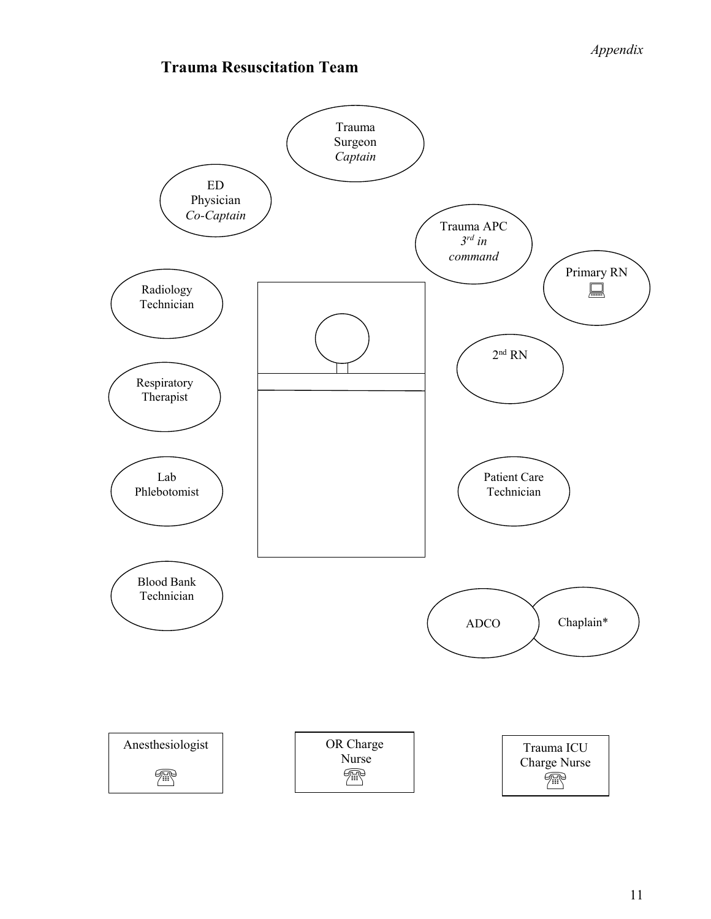*Appendix*

## Trauma Resuscitation Team

Trauma Surgeon
*Captain*

ED Physician
*Co-Captain*

Trauma APC
*3rd in command*

Primary RN 💻

Radiology Technician

2nd RN

Respiratory Therapist

Lab Phlebotomist

Patient Care Technician

Blood Bank Technician

ADCO

Chaplain*

Anesthesiologist ☎

OR Charge Nurse ☎

Trauma ICU Charge Nurse ☎